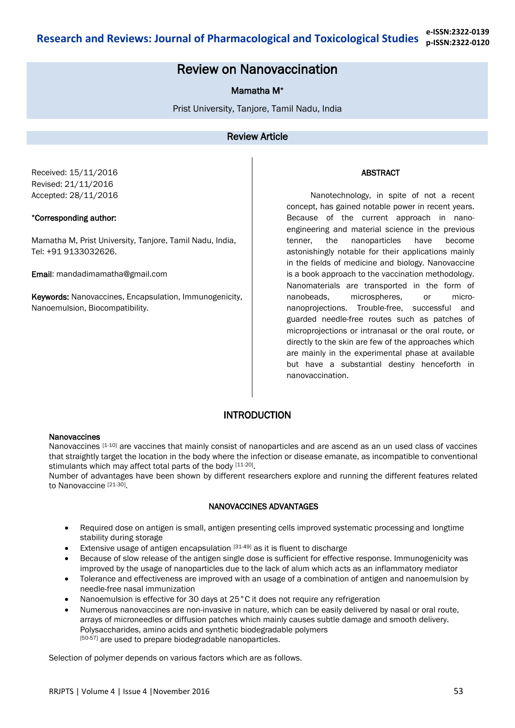# Review on Nanovaccination

Mamatha M*

Prist University, Tanjore, Tamil Nadu, India

## Review Article

Received: 15/11/2016
Revised: 21/11/2016
Accepted: 28/11/2016

**\*Corresponding author:**

Mamatha M, Prist University, Tanjore, Tamil Nadu, India, Tel: +91 9133032626.

**Email:** mandadimamatha@gmail.com

**Keywords:** Nanovaccines, Encapsulation, Immunogenicity, Nanoemulsion, Biocompatibility.

### ABSTRACT

Nanotechnology, in spite of not a recent concept, has gained notable power in recent years. Because of the current approach in nano-engineering and material science in the previous tenner, the nanoparticles have become astonishingly notable for their applications mainly in the fields of medicine and biology. Nanovaccine is a book approach to the vaccination methodology. Nanomaterials are transported in the form of nanobeads, microspheres, or micro-nanoprojections. Trouble-free, successful and guarded needle-free routes such as patches of microprojections or intranasal or the oral route, or directly to the skin are few of the approaches which are mainly in the experimental phase at available but have a substantial destiny henceforth in nanovaccination.

## INTRODUCTION

### Nanovaccines

Nanovaccines [1-10] are vaccines that mainly consist of nanoparticles and are ascend as an un used class of vaccines that straightly target the location in the body where the infection or disease emanate, as incompatible to conventional stimulants which may affect total parts of the body [11-20].

Number of advantages have been shown by different researchers explore and running the different features related to Nanovaccine [21-30].

### NANOVACCINES ADVANTAGES

- Required dose on antigen is small, antigen presenting cells improved systematic processing and longtime stability during storage
- Extensive usage of antigen encapsulation [31-49] as it is fluent to discharge
- Because of slow release of the antigen single dose is sufficient for effective response. Immunogenicity was improved by the usage of nanoparticles due to the lack of alum which acts as an inflammatory mediator
- Tolerance and effectiveness are improved with an usage of a combination of antigen and nanoemulsion by needle-free nasal immunization
- Nanoemulsion is effective for 30 days at 25°C it does not require any refrigeration
- Numerous nanovaccines are non-invasive in nature, which can be easily delivered by nasal or oral route, arrays of microneedles or diffusion patches which mainly causes subtle damage and smooth delivery. Polysaccharides, amino acids and synthetic biodegradable polymers [50-57] are used to prepare biodegradable nanoparticles.

Selection of polymer depends on various factors which are as follows.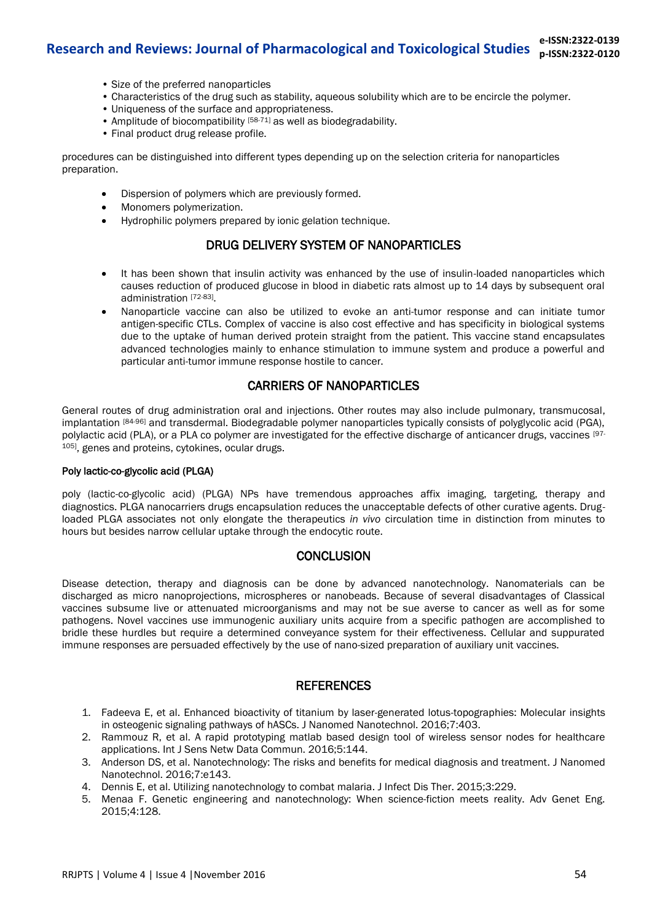- Size of the preferred nanoparticles
- Characteristics of the drug such as stability, aqueous solubility which are to be encircle the polymer.
- Uniqueness of the surface and appropriateness.
- Amplitude of biocompatibility [58-71] as well as biodegradability.
- Final product drug release profile.

procedures can be distinguished into different types depending up on the selection criteria for nanoparticles preparation.

- Dispersion of polymers which are previously formed.
- Monomers polymerization.
- Hydrophilic polymers prepared by ionic gelation technique.

## DRUG DELIVERY SYSTEM OF NANOPARTICLES

- It has been shown that insulin activity was enhanced by the use of insulin-loaded nanoparticles which causes reduction of produced glucose in blood in diabetic rats almost up to 14 days by subsequent oral administration [72-83].
- Nanoparticle vaccine can also be utilized to evoke an anti-tumor response and can initiate tumor antigen-specific CTLs. Complex of vaccine is also cost effective and has specificity in biological systems due to the uptake of human derived protein straight from the patient. This vaccine stand encapsulates advanced technologies mainly to enhance stimulation to immune system and produce a powerful and particular anti-tumor immune response hostile to cancer.

## CARRIERS OF NANOPARTICLES

General routes of drug administration oral and injections. Other routes may also include pulmonary, transmucosal, implantation [84-96] and transdermal. Biodegradable polymer nanoparticles typically consists of polyglycolic acid (PGA), polylactic acid (PLA), or a PLA co polymer are investigated for the effective discharge of anticancer drugs, vaccines [97-105], genes and proteins, cytokines, ocular drugs.

### Poly lactic-co-glycolic acid (PLGA)

poly (lactic-co-glycolic acid) (PLGA) NPs have tremendous approaches affix imaging, targeting, therapy and diagnostics. PLGA nanocarriers drugs encapsulation reduces the unacceptable defects of other curative agents. Drug-loaded PLGA associates not only elongate the therapeutics *in vivo* circulation time in distinction from minutes to hours but besides narrow cellular uptake through the endocytic route.

## CONCLUSION

Disease detection, therapy and diagnosis can be done by advanced nanotechnology. Nanomaterials can be discharged as micro nanoprojections, microspheres or nanobeads. Because of several disadvantages of Classical vaccines subsume live or attenuated microorganisms and may not be sue averse to cancer as well as for some pathogens. Novel vaccines use immunogenic auxiliary units acquire from a specific pathogen are accomplished to bridle these hurdles but require a determined conveyance system for their effectiveness. Cellular and suppurated immune responses are persuaded effectively by the use of nano-sized preparation of auxiliary unit vaccines.

## REFERENCES

1. Fadeeva E, et al. Enhanced bioactivity of titanium by laser-generated lotus-topographies: Molecular insights in osteogenic signaling pathways of hASCs. J Nanomed Nanotechnol. 2016;7:403.
2. Rammouz R, et al. A rapid prototyping matlab based design tool of wireless sensor nodes for healthcare applications. Int J Sens Netw Data Commun. 2016;5:144.
3. Anderson DS, et al. Nanotechnology: The risks and benefits for medical diagnosis and treatment. J Nanomed Nanotechnol. 2016;7:e143.
4. Dennis E, et al. Utilizing nanotechnology to combat malaria. J Infect Dis Ther. 2015;3:229.
5. Menaa F. Genetic engineering and nanotechnology: When science-fiction meets reality. Adv Genet Eng. 2015;4:128.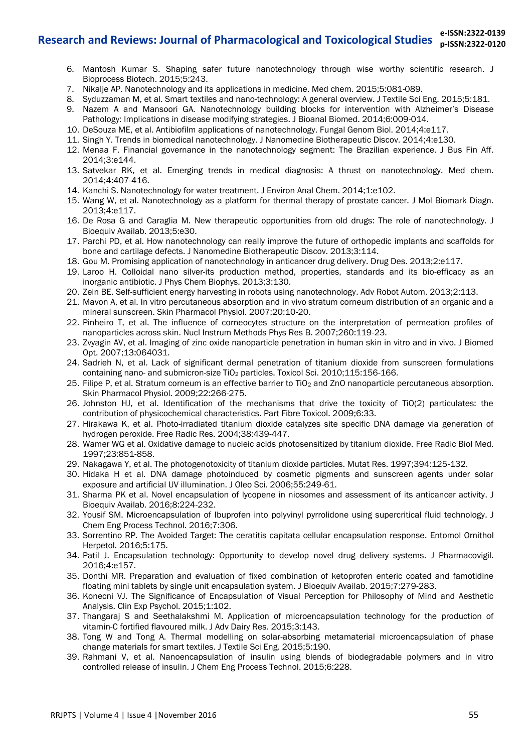6. Mantosh Kumar S. Shaping safer future nanotechnology through wise worthy scientific research. J Bioprocess Biotech. 2015;5:243.
7. Nikalje AP. Nanotechnology and its applications in medicine. Med chem. 2015;5:081-089.
8. Syduzzaman M, et al. Smart textiles and nano-technology: A general overview. J Textile Sci Eng. 2015;5:181.
9. Nazem A and Mansoori GA. Nanotechnology building blocks for intervention with Alzheimer's Disease Pathology: Implications in disease modifying strategies. J Bioanal Biomed. 2014;6:009-014.
10. DeSouza ME, et al. Antibiofilm applications of nanotechnology. Fungal Genom Biol. 2014;4:e117.
11. Singh Y. Trends in biomedical nanotechnology. J Nanomedine Biotherapeutic Discov. 2014;4:e130.
12. Menaa F. Financial governance in the nanotechnology segment: The Brazilian experience. J Bus Fin Aff. 2014;3:e144.
13. Satvekar RK, et al. Emerging trends in medical diagnosis: A thrust on nanotechnology. Med chem. 2014;4:407-416.
14. Kanchi S. Nanotechnology for water treatment. J Environ Anal Chem. 2014;1:e102.
15. Wang W, et al. Nanotechnology as a platform for thermal therapy of prostate cancer. J Mol Biomark Diagn. 2013;4:e117.
16. De Rosa G and Caraglia M. New therapeutic opportunities from old drugs: The role of nanotechnology. J Bioequiv Availab. 2013;5:e30.
17. Parchi PD, et al. How nanotechnology can really improve the future of orthopedic implants and scaffolds for bone and cartilage defects. J Nanomedine Biotherapeutic Discov. 2013;3:114.
18. Gou M. Promising application of nanotechnology in anticancer drug delivery. Drug Des. 2013;2:e117.
19. Laroo H. Colloidal nano silver-its production method, properties, standards and its bio-efficacy as an inorganic antibiotic. J Phys Chem Biophys. 2013;3:130.
20. Zein BE. Self-sufficient energy harvesting in robots using nanotechnology. Adv Robot Autom. 2013;2:113.
21. Mavon A, et al. In vitro percutaneous absorption and in vivo stratum corneum distribution of an organic and a mineral sunscreen. Skin Pharmacol Physiol. 2007;20:10-20.
22. Pinheiro T, et al. The influence of corneocytes structure on the interpretation of permeation profiles of nanoparticles across skin. Nucl Instrum Methods Phys Res B. 2007;260:119-23.
23. Zvyagin AV, et al. Imaging of zinc oxide nanoparticle penetration in human skin in vitro and in vivo. J Biomed Opt. 2007;13:064031.
24. Sadrieh N, et al. Lack of significant dermal penetration of titanium dioxide from sunscreen formulations containing nano- and submicron-size $TiO_2$ particles. Toxicol Sci. 2010;115:156-166.
25. Filipe P, et al. Stratum corneum is an effective barrier to $TiO_2$ and ZnO nanoparticle percutaneous absorption. Skin Pharmacol Physiol. 2009;22:266-275.
26. Johnston HJ, et al. Identification of the mechanisms that drive the toxicity of TiO(2) particulates: the contribution of physicochemical characteristics. Part Fibre Toxicol. 2009;6:33.
27. Hirakawa K, et al. Photo-irradiated titanium dioxide catalyzes site specific DNA damage via generation of hydrogen peroxide. Free Radic Res. 2004;38:439-447.
28. Wamer WG et al. Oxidative damage to nucleic acids photosensitized by titanium dioxide. Free Radic Biol Med. 1997;23:851-858.
29. Nakagawa Y, et al. The photogenotoxicity of titanium dioxide particles. Mutat Res. 1997;394:125-132.
30. Hidaka H et al. DNA damage photoinduced by cosmetic pigments and sunscreen agents under solar exposure and artificial UV illumination. J Oleo Sci. 2006;55:249-61.
31. Sharma PK et al. Novel encapsulation of lycopene in niosomes and assessment of its anticancer activity. J Bioequiv Availab. 2016;8:224-232.
32. Yousif SM. Microencapsulation of Ibuprofen into polyvinyl pyrrolidone using supercritical fluid technology. J Chem Eng Process Technol. 2016;7:306.
33. Sorrentino RP. The Avoided Target: The ceratitis capitata cellular encapsulation response. Entomol Ornithol Herpetol. 2016;5:175.
34. Patil J. Encapsulation technology: Opportunity to develop novel drug delivery systems. J Pharmacovigil. 2016;4:e157.
35. Donthi MR. Preparation and evaluation of fixed combination of ketoprofen enteric coated and famotidine floating mini tablets by single unit encapsulation system. J Bioequiv Availab. 2015;7:279-283.
36. Konecni VJ. The Significance of Encapsulation of Visual Perception for Philosophy of Mind and Aesthetic Analysis. Clin Exp Psychol. 2015;1:102.
37. Thangaraj S and Seethalakshmi M. Application of microencapsulation technology for the production of vitamin-C fortified flavoured milk. J Adv Dairy Res. 2015;3:143.
38. Tong W and Tong A. Thermal modelling on solar-absorbing metamaterial microencapsulation of phase change materials for smart textiles. J Textile Sci Eng. 2015;5:190.
39. Rahmani V, et al. Nanoencapsulation of insulin using blends of biodegradable polymers and in vitro controlled release of insulin. J Chem Eng Process Technol. 2015;6:228.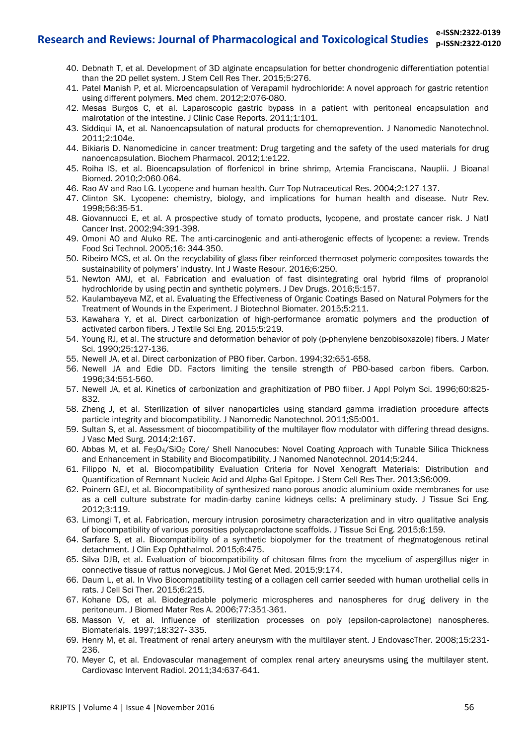40. Debnath T, et al. Development of 3D alginate encapsulation for better chondrogenic differentiation potential than the 2D pellet system. J Stem Cell Res Ther. 2015;5:276.
41. Patel Manish P, et al. Microencapsulation of Verapamil hydrochloride: A novel approach for gastric retention using different polymers. Med chem. 2012;2:076-080.
42. Mesas Burgos C, et al. Laparoscopic gastric bypass in a patient with peritoneal encapsulation and malrotation of the intestine. J Clinic Case Reports. 2011;1:101.
43. Siddiqui IA, et al. Nanoencapsulation of natural products for chemoprevention. J Nanomedic Nanotechnol. 2011;2:104e.
44. Bikiaris D. Nanomedicine in cancer treatment: Drug targeting and the safety of the used materials for drug nanoencapsulation. Biochem Pharmacol. 2012;1:e122.
45. Roiha IS, et al. Bioencapsulation of florfenicol in brine shrimp, Artemia Franciscana, Nauplii. J Bioanal Biomed. 2010;2:060-064.
46. Rao AV and Rao LG. Lycopene and human health. Curr Top Nutraceutical Res. 2004;2:127-137.
47. Clinton SK. Lycopene: chemistry, biology, and implications for human health and disease. Nutr Rev. 1998;56:35-51.
48. Giovannucci E, et al. A prospective study of tomato products, lycopene, and prostate cancer risk. J Natl Cancer Inst. 2002;94:391-398.
49. Omoni AO and Aluko RE. The anti-carcinogenic and anti-atherogenic effects of lycopene: a review. Trends Food Sci Technol. 2005;16: 344-350.
50. Ribeiro MCS, et al. On the recyclability of glass fiber reinforced thermoset polymeric composites towards the sustainability of polymers' industry. Int J Waste Resour. 2016;6:250.
51. Newton AMJ, et al. Fabrication and evaluation of fast disintegrating oral hybrid films of propranolol hydrochloride by using pectin and synthetic polymers. J Dev Drugs. 2016;5:157.
52. Kaulambayeva MZ, et al. Evaluating the Effectiveness of Organic Coatings Based on Natural Polymers for the Treatment of Wounds in the Experiment. J Biotechnol Biomater. 2015;5:211.
53. Kawahara Y, et al. Direct carbonization of high-performance aromatic polymers and the production of activated carbon fibers. J Textile Sci Eng. 2015;5:219.
54. Young RJ, et al. The structure and deformation behavior of poly (p-phenylene benzobisoxazole) fibers. J Mater Sci. 1990;25:127-136.
55. Newell JA, et al. Direct carbonization of PBO fiber. Carbon. 1994;32:651-658.
56. Newell JA and Edie DD. Factors limiting the tensile strength of PBO-based carbon fibers. Carbon. 1996;34:551-560.
57. Newell JA, et al. Kinetics of carbonization and graphitization of PBO fiiber. J Appl Polym Sci. 1996;60:825-832.
58. Zheng J, et al. Sterilization of silver nanoparticles using standard gamma irradiation procedure affects particle integrity and biocompatibility. J Nanomedic Nanotechnol. 2011;S5:001.
59. Sultan S, et al. Assessment of biocompatibility of the multilayer flow modulator with differing thread designs. J Vasc Med Surg. 2014;2:167.
60. Abbas M, et al. $Fe_3O_4$/$SiO_2$ Core/ Shell Nanocubes: Novel Coating Approach with Tunable Silica Thickness and Enhancement in Stability and Biocompatibility. J Nanomed Nanotechnol. 2014;5:244.
61. Filippo N, et al. Biocompatibility Evaluation Criteria for Novel Xenograft Materials: Distribution and Quantification of Remnant Nucleic Acid and Alpha-Gal Epitope. J Stem Cell Res Ther. 2013;S6:009.
62. Poinern GEJ, et al. Biocompatibility of synthesized nano-porous anodic aluminium oxide membranes for use as a cell culture substrate for madin-darby canine kidneys cells: A preliminary study. J Tissue Sci Eng. 2012;3:119.
63. Limongi T, et al. Fabrication, mercury intrusion porosimetry characterization and in vitro qualitative analysis of biocompatibility of various porosities polycaprolactone scaffolds. J Tissue Sci Eng. 2015;6:159.
64. Sarfare S, et al. Biocompatibility of a synthetic biopolymer for the treatment of rhegmatogenous retinal detachment. J Clin Exp Ophthalmol. 2015;6:475.
65. Silva DJB, et al. Evaluation of biocompatibility of chitosan films from the mycelium of aspergillus niger in connective tissue of rattus norvegicus. J Mol Genet Med. 2015;9:174.
66. Daum L, et al. In Vivo Biocompatibility testing of a collagen cell carrier seeded with human urothelial cells in rats. J Cell Sci Ther. 2015;6:215.
67. Kohane DS, et al. Biodegradable polymeric microspheres and nanospheres for drug delivery in the peritoneum. J Biomed Mater Res A. 2006;77:351-361.
68. Masson V, et al. Influence of sterilization processes on poly (epsilon-caprolactone) nanospheres. Biomaterials. 1997;18:327- 335.
69. Henry M, et al. Treatment of renal artery aneurysm with the multilayer stent. J EndovascTher. 2008;15:231-236.
70. Meyer C, et al. Endovascular management of complex renal artery aneurysms using the multilayer stent. Cardiovasc Intervent Radiol. 2011;34:637-641.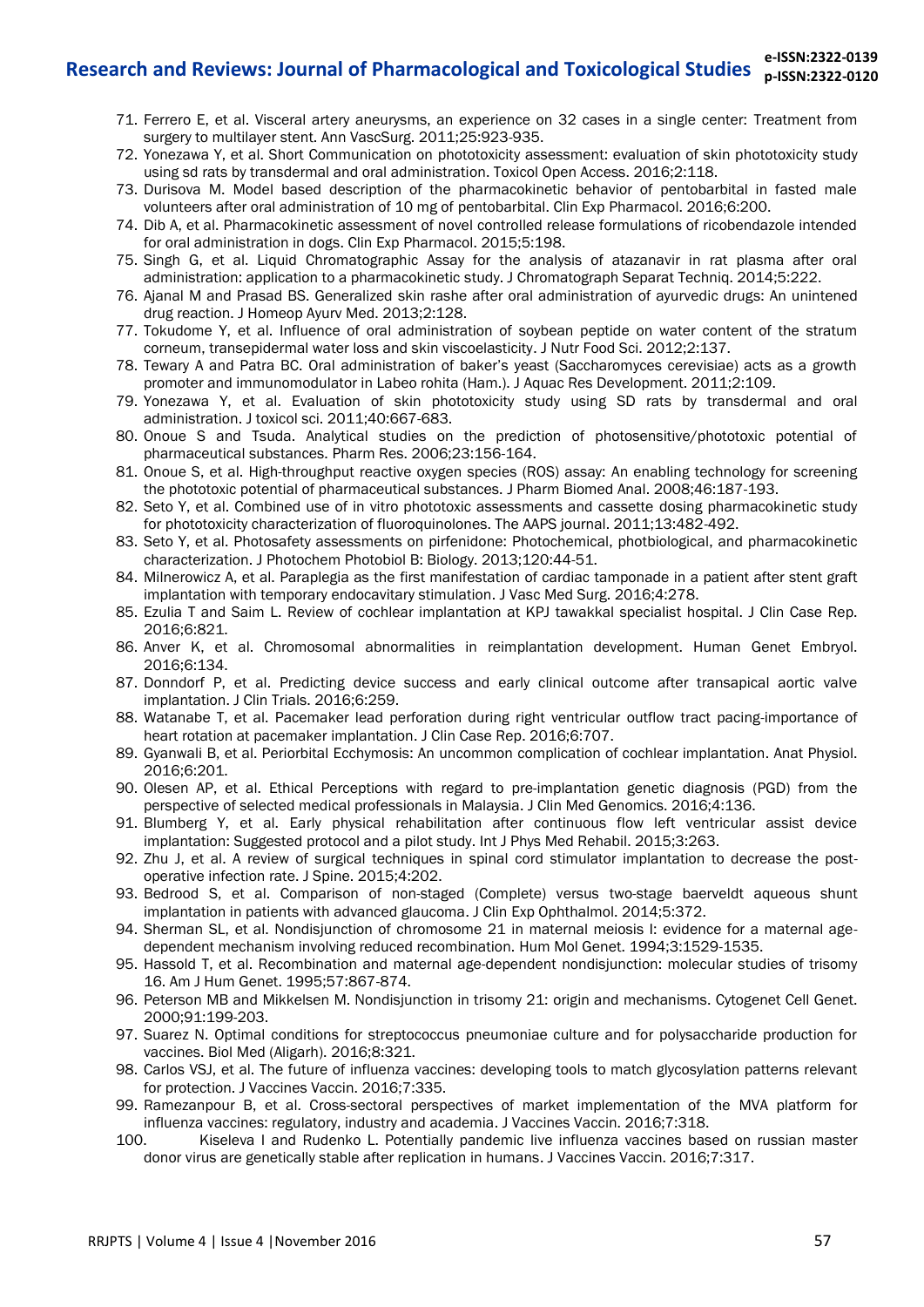71. Ferrero E, et al. Visceral artery aneurysms, an experience on 32 cases in a single center: Treatment from surgery to multilayer stent. Ann VascSurg. 2011;25:923-935.
72. Yonezawa Y, et al. Short Communication on phototoxicity assessment: evaluation of skin phototoxicity study using sd rats by transdermal and oral administration. Toxicol Open Access. 2016;2:118.
73. Durisova M. Model based description of the pharmacokinetic behavior of pentobarbital in fasted male volunteers after oral administration of 10 mg of pentobarbital. Clin Exp Pharmacol. 2016;6:200.
74. Dib A, et al. Pharmacokinetic assessment of novel controlled release formulations of ricobendazole intended for oral administration in dogs. Clin Exp Pharmacol. 2015;5:198.
75. Singh G, et al. Liquid Chromatographic Assay for the analysis of atazanavir in rat plasma after oral administration: application to a pharmacokinetic study. J Chromatograph Separat Techniq. 2014;5:222.
76. Ajanal M and Prasad BS. Generalized skin rashe after oral administration of ayurvedic drugs: An unintened drug reaction. J Homeop Ayurv Med. 2013;2:128.
77. Tokudome Y, et al. Influence of oral administration of soybean peptide on water content of the stratum corneum, transepidermal water loss and skin viscoelasticity. J Nutr Food Sci. 2012;2:137.
78. Tewary A and Patra BC. Oral administration of baker's yeast (Saccharomyces cerevisiae) acts as a growth promoter and immunomodulator in Labeo rohita (Ham.). J Aquac Res Development. 2011;2:109.
79. Yonezawa Y, et al. Evaluation of skin phototoxicity study using SD rats by transdermal and oral administration. J toxicol sci. 2011;40:667-683.
80. Onoue S and Tsuda. Analytical studies on the prediction of photosensitive/phototoxic potential of pharmaceutical substances. Pharm Res. 2006;23:156-164.
81. Onoue S, et al. High-throughput reactive oxygen species (ROS) assay: An enabling technology for screening the phototoxic potential of pharmaceutical substances. J Pharm Biomed Anal. 2008;46:187-193.
82. Seto Y, et al. Combined use of in vitro phototoxic assessments and cassette dosing pharmacokinetic study for phototoxicity characterization of fluoroquinolones. The AAPS journal. 2011;13:482-492.
83. Seto Y, et al. Photosafety assessments on pirfenidone: Photochemical, photbiological, and pharmacokinetic characterization. J Photochem Photobiol B: Biology. 2013;120:44-51.
84. Milnerowicz A, et al. Paraplegia as the first manifestation of cardiac tamponade in a patient after stent graft implantation with temporary endocavitary stimulation. J Vasc Med Surg. 2016;4:278.
85. Ezulia T and Saim L. Review of cochlear implantation at KPJ tawakkal specialist hospital. J Clin Case Rep. 2016;6:821.
86. Anver K, et al. Chromosomal abnormalities in reimplantation development. Human Genet Embryol. 2016;6:134.
87. Donndorf P, et al. Predicting device success and early clinical outcome after transapical aortic valve implantation. J Clin Trials. 2016;6:259.
88. Watanabe T, et al. Pacemaker lead perforation during right ventricular outflow tract pacing-importance of heart rotation at pacemaker implantation. J Clin Case Rep. 2016;6:707.
89. Gyanwali B, et al. Periorbital Ecchymosis: An uncommon complication of cochlear implantation. Anat Physiol. 2016;6:201.
90. Olesen AP, et al. Ethical Perceptions with regard to pre-implantation genetic diagnosis (PGD) from the perspective of selected medical professionals in Malaysia. J Clin Med Genomics. 2016;4:136.
91. Blumberg Y, et al. Early physical rehabilitation after continuous flow left ventricular assist device implantation: Suggested protocol and a pilot study. Int J Phys Med Rehabil. 2015;3:263.
92. Zhu J, et al. A review of surgical techniques in spinal cord stimulator implantation to decrease the post-operative infection rate. J Spine. 2015;4:202.
93. Bedrood S, et al. Comparison of non-staged (Complete) versus two-stage baerveldt aqueous shunt implantation in patients with advanced glaucoma. J Clin Exp Ophthalmol. 2014;5:372.
94. Sherman SL, et al. Nondisjunction of chromosome 21 in maternal meiosis I: evidence for a maternal age-dependent mechanism involving reduced recombination. Hum Mol Genet. 1994;3:1529-1535.
95. Hassold T, et al. Recombination and maternal age-dependent nondisjunction: molecular studies of trisomy 16. Am J Hum Genet. 1995;57:867-874.
96. Peterson MB and Mikkelsen M. Nondisjunction in trisomy 21: origin and mechanisms. Cytogenet Cell Genet. 2000;91:199-203.
97. Suarez N. Optimal conditions for streptococcus pneumoniae culture and for polysaccharide production for vaccines. Biol Med (Aligarh). 2016;8:321.
98. Carlos VSJ, et al. The future of influenza vaccines: developing tools to match glycosylation patterns relevant for protection. J Vaccines Vaccin. 2016;7:335.
99. Ramezanpour B, et al. Cross-sectoral perspectives of market implementation of the MVA platform for influenza vaccines: regulatory, industry and academia. J Vaccines Vaccin. 2016;7:318.
100. Kiseleva I and Rudenko L. Potentially pandemic live influenza vaccines based on russian master donor virus are genetically stable after replication in humans. J Vaccines Vaccin. 2016;7:317.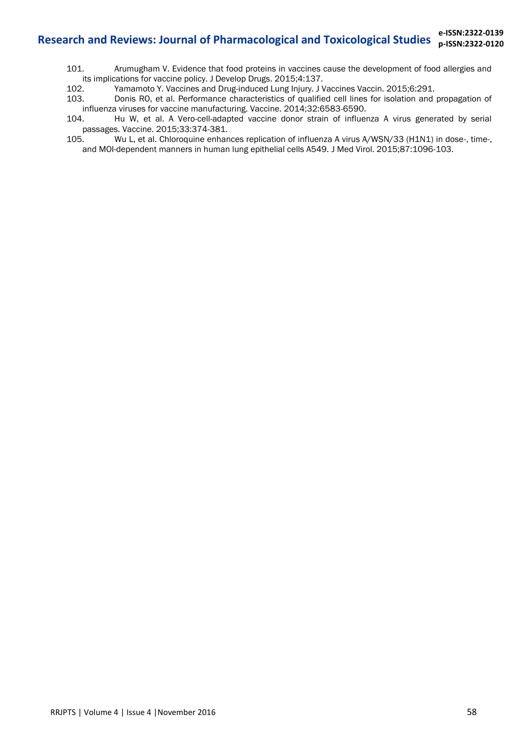101. Arumugham V. Evidence that food proteins in vaccines cause the development of food allergies and its implications for vaccine policy. J Develop Drugs. 2015;4:137.
102. Yamamoto Y. Vaccines and Drug-induced Lung Injury. J Vaccines Vaccin. 2015;6:291.
103. Donis RO, et al. Performance characteristics of qualified cell lines for isolation and propagation of influenza viruses for vaccine manufacturing. Vaccine. 2014;32:6583-6590.
104. Hu W, et al. A Vero-cell-adapted vaccine donor strain of influenza A virus generated by serial passages. Vaccine. 2015;33:374-381.
105. Wu L, et al. Chloroquine enhances replication of influenza A virus A/WSN/33 (H1N1) in dose-, time-, and MOI-dependent manners in human lung epithelial cells A549. J Med Virol. 2015;87:1096-103.